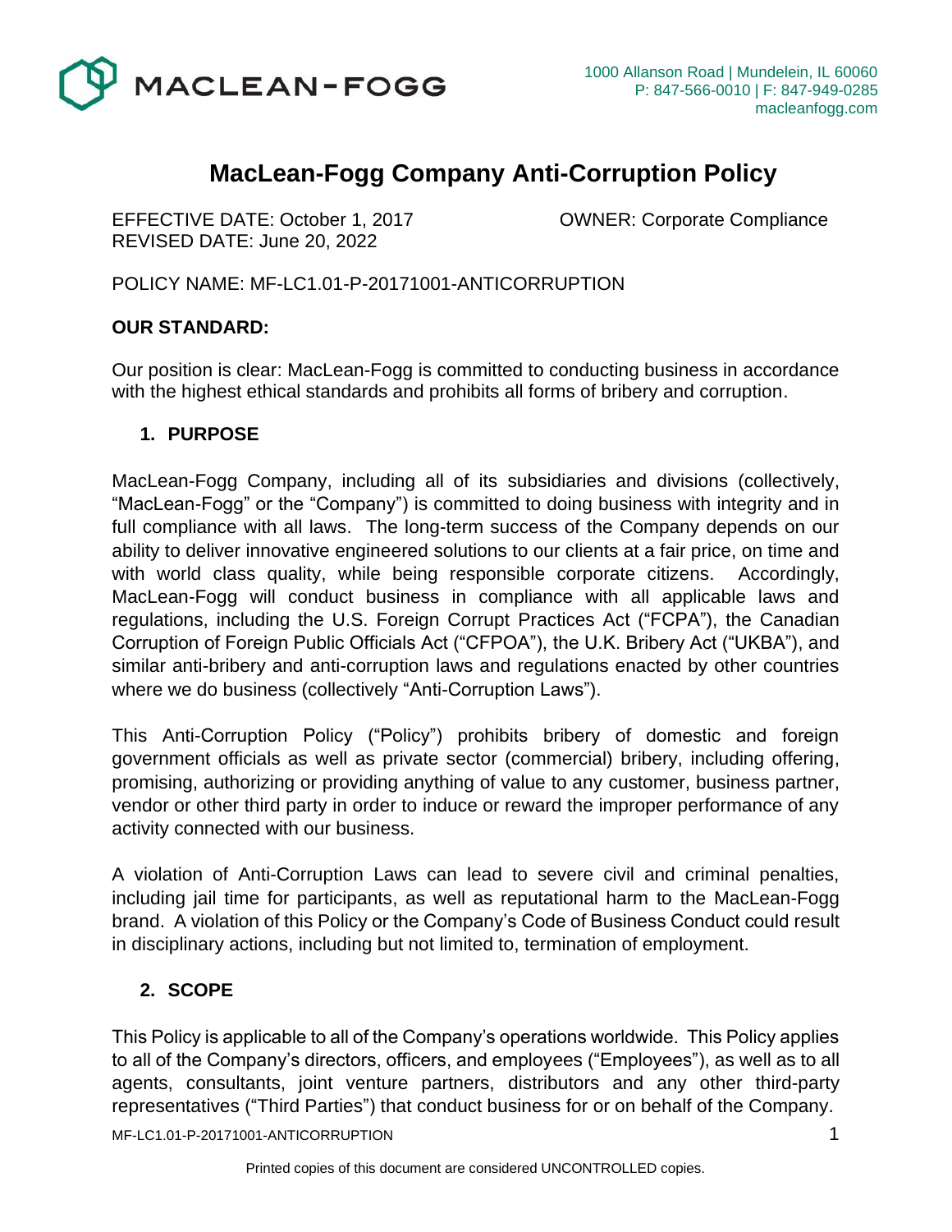# MacLean-Fogg Company Anti-Corruption Policy

EFFECTIVE DATE: October 1, 2017 OWNER: Corporate Compliance
REVISED DATE: June 20, 2022

POLICY NAME: MF-LC1.01-P-20171001-ANTICORRUPTION

**OUR STANDARD:**

Our position is clear: MacLean-Fogg is committed to conducting business in accordance with the highest ethical standards and prohibits all forms of bribery and corruption.

## 1. PURPOSE

MacLean-Fogg Company, including all of its subsidiaries and divisions (collectively, "MacLean-Fogg" or the "Company") is committed to doing business with integrity and in full compliance with all laws. The long-term success of the Company depends on our ability to deliver innovative engineered solutions to our clients at a fair price, on time and with world class quality, while being responsible corporate citizens. Accordingly, MacLean-Fogg will conduct business in compliance with all applicable laws and regulations, including the U.S. Foreign Corrupt Practices Act ("FCPA"), the Canadian Corruption of Foreign Public Officials Act ("CFPOA"), the U.K. Bribery Act ("UKBA"), and similar anti-bribery and anti-corruption laws and regulations enacted by other countries where we do business (collectively "Anti-Corruption Laws").

This Anti-Corruption Policy ("Policy") prohibits bribery of domestic and foreign government officials as well as private sector (commercial) bribery, including offering, promising, authorizing or providing anything of value to any customer, business partner, vendor or other third party in order to induce or reward the improper performance of any activity connected with our business.

A violation of Anti-Corruption Laws can lead to severe civil and criminal penalties, including jail time for participants, as well as reputational harm to the MacLean-Fogg brand. A violation of this Policy or the Company's Code of Business Conduct could result in disciplinary actions, including but not limited to, termination of employment.

## 2. SCOPE

This Policy is applicable to all of the Company's operations worldwide. This Policy applies to all of the Company's directors, officers, and employees ("Employees"), as well as to all agents, consultants, joint venture partners, distributors and any other third-party representatives ("Third Parties") that conduct business for or on behalf of the Company.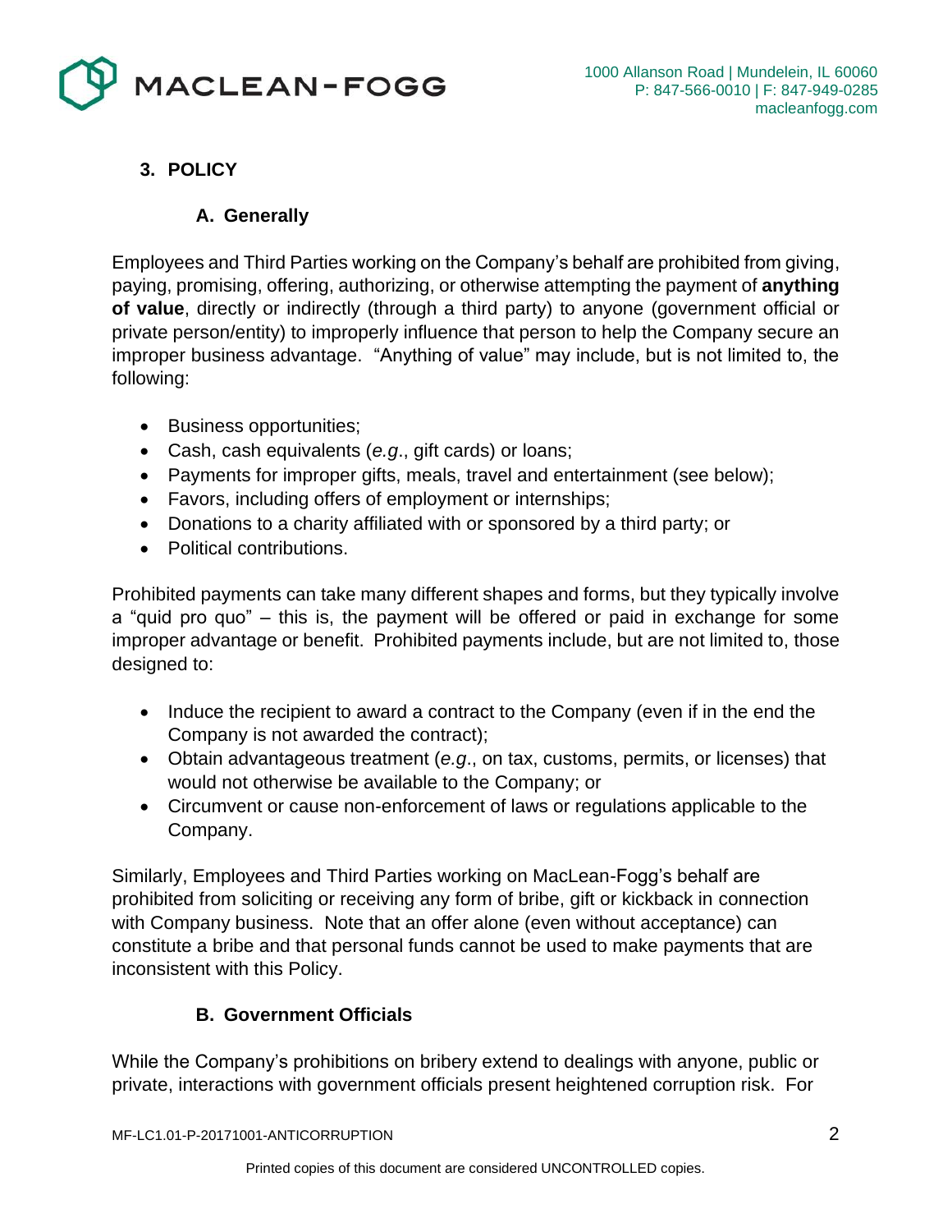## 3. POLICY

### A. Generally

Employees and Third Parties working on the Company's behalf are prohibited from giving, paying, promising, offering, authorizing, or otherwise attempting the payment of **anything of value**, directly or indirectly (through a third party) to anyone (government official or private person/entity) to improperly influence that person to help the Company secure an improper business advantage. "Anything of value" may include, but is not limited to, the following:

- Business opportunities;
- Cash, cash equivalents (*e.g*., gift cards) or loans;
- Payments for improper gifts, meals, travel and entertainment (see below);
- Favors, including offers of employment or internships;
- Donations to a charity affiliated with or sponsored by a third party; or
- Political contributions.

Prohibited payments can take many different shapes and forms, but they typically involve a "quid pro quo" – this is, the payment will be offered or paid in exchange for some improper advantage or benefit. Prohibited payments include, but are not limited to, those designed to:

- Induce the recipient to award a contract to the Company (even if in the end the Company is not awarded the contract);
- Obtain advantageous treatment (*e.g*., on tax, customs, permits, or licenses) that would not otherwise be available to the Company; or
- Circumvent or cause non-enforcement of laws or regulations applicable to the Company.

Similarly, Employees and Third Parties working on MacLean-Fogg's behalf are prohibited from soliciting or receiving any form of bribe, gift or kickback in connection with Company business. Note that an offer alone (even without acceptance) can constitute a bribe and that personal funds cannot be used to make payments that are inconsistent with this Policy.

### B. Government Officials

While the Company's prohibitions on bribery extend to dealings with anyone, public or private, interactions with government officials present heightened corruption risk. For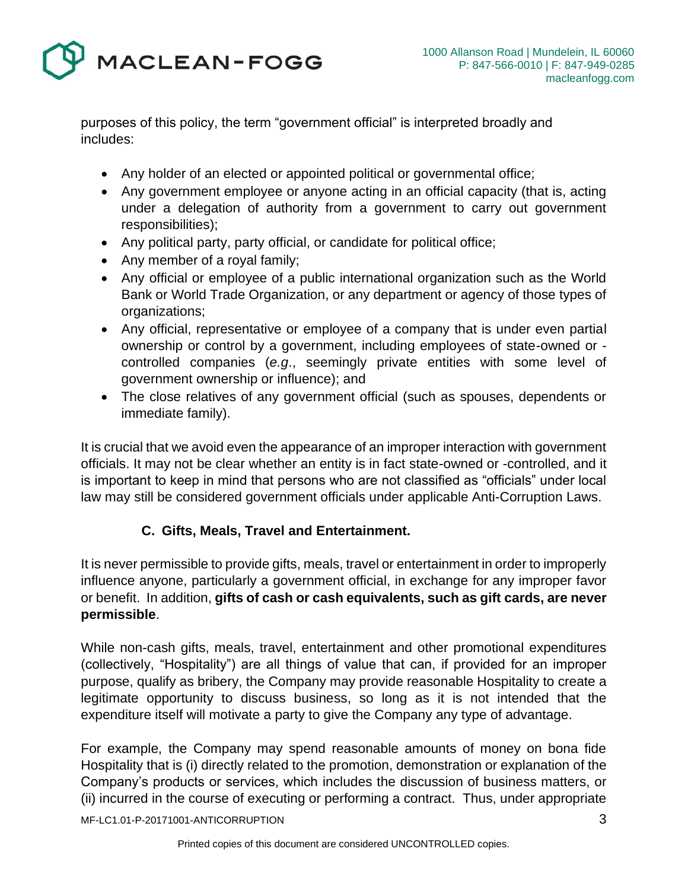purposes of this policy, the term “government official” is interpreted broadly and includes:

- Any holder of an elected or appointed political or governmental office;
- Any government employee or anyone acting in an official capacity (that is, acting under a delegation of authority from a government to carry out government responsibilities);
- Any political party, party official, or candidate for political office;
- Any member of a royal family;
- Any official or employee of a public international organization such as the World Bank or World Trade Organization, or any department or agency of those types of organizations;
- Any official, representative or employee of a company that is under even partial ownership or control by a government, including employees of state-owned or -controlled companies (*e.g*., seemingly private entities with some level of government ownership or influence); and
- The close relatives of any government official (such as spouses, dependents or immediate family).

It is crucial that we avoid even the appearance of an improper interaction with government officials. It may not be clear whether an entity is in fact state-owned or -controlled, and it is important to keep in mind that persons who are not classified as “officials” under local law may still be considered government officials under applicable Anti-Corruption Laws.

### C. Gifts, Meals, Travel and Entertainment.

It is never permissible to provide gifts, meals, travel or entertainment in order to improperly influence anyone, particularly a government official, in exchange for any improper favor or benefit. In addition, **gifts of cash or cash equivalents, such as gift cards, are never permissible**.

While non-cash gifts, meals, travel, entertainment and other promotional expenditures (collectively, “Hospitality”) are all things of value that can, if provided for an improper purpose, qualify as bribery, the Company may provide reasonable Hospitality to create a legitimate opportunity to discuss business, so long as it is not intended that the expenditure itself will motivate a party to give the Company any type of advantage.

For example, the Company may spend reasonable amounts of money on bona fide Hospitality that is (i) directly related to the promotion, demonstration or explanation of the Company’s products or services, which includes the discussion of business matters, or (ii) incurred in the course of executing or performing a contract. Thus, under appropriate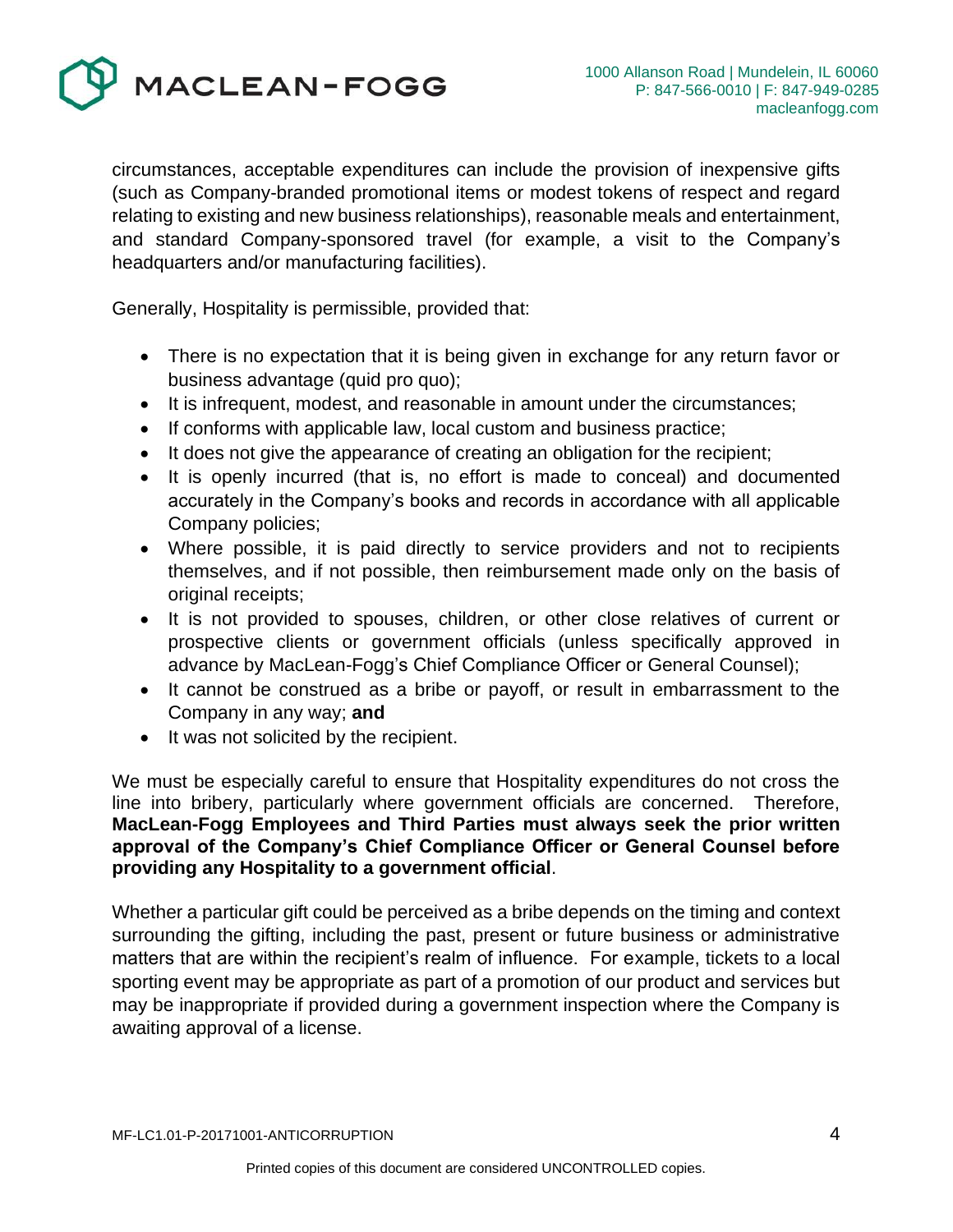circumstances, acceptable expenditures can include the provision of inexpensive gifts (such as Company-branded promotional items or modest tokens of respect and regard relating to existing and new business relationships), reasonable meals and entertainment, and standard Company-sponsored travel (for example, a visit to the Company's headquarters and/or manufacturing facilities).

Generally, Hospitality is permissible, provided that:

- There is no expectation that it is being given in exchange for any return favor or business advantage (quid pro quo);
- It is infrequent, modest, and reasonable in amount under the circumstances;
- If conforms with applicable law, local custom and business practice;
- It does not give the appearance of creating an obligation for the recipient;
- It is openly incurred (that is, no effort is made to conceal) and documented accurately in the Company's books and records in accordance with all applicable Company policies;
- Where possible, it is paid directly to service providers and not to recipients themselves, and if not possible, then reimbursement made only on the basis of original receipts;
- It is not provided to spouses, children, or other close relatives of current or prospective clients or government officials (unless specifically approved in advance by MacLean-Fogg's Chief Compliance Officer or General Counsel);
- It cannot be construed as a bribe or payoff, or result in embarrassment to the Company in any way; **and**
- It was not solicited by the recipient.

We must be especially careful to ensure that Hospitality expenditures do not cross the line into bribery, particularly where government officials are concerned. Therefore, **MacLean-Fogg Employees and Third Parties must always seek the prior written approval of the Company's Chief Compliance Officer or General Counsel before providing any Hospitality to a government official**.

Whether a particular gift could be perceived as a bribe depends on the timing and context surrounding the gifting, including the past, present or future business or administrative matters that are within the recipient's realm of influence. For example, tickets to a local sporting event may be appropriate as part of a promotion of our product and services but may be inappropriate if provided during a government inspection where the Company is awaiting approval of a license.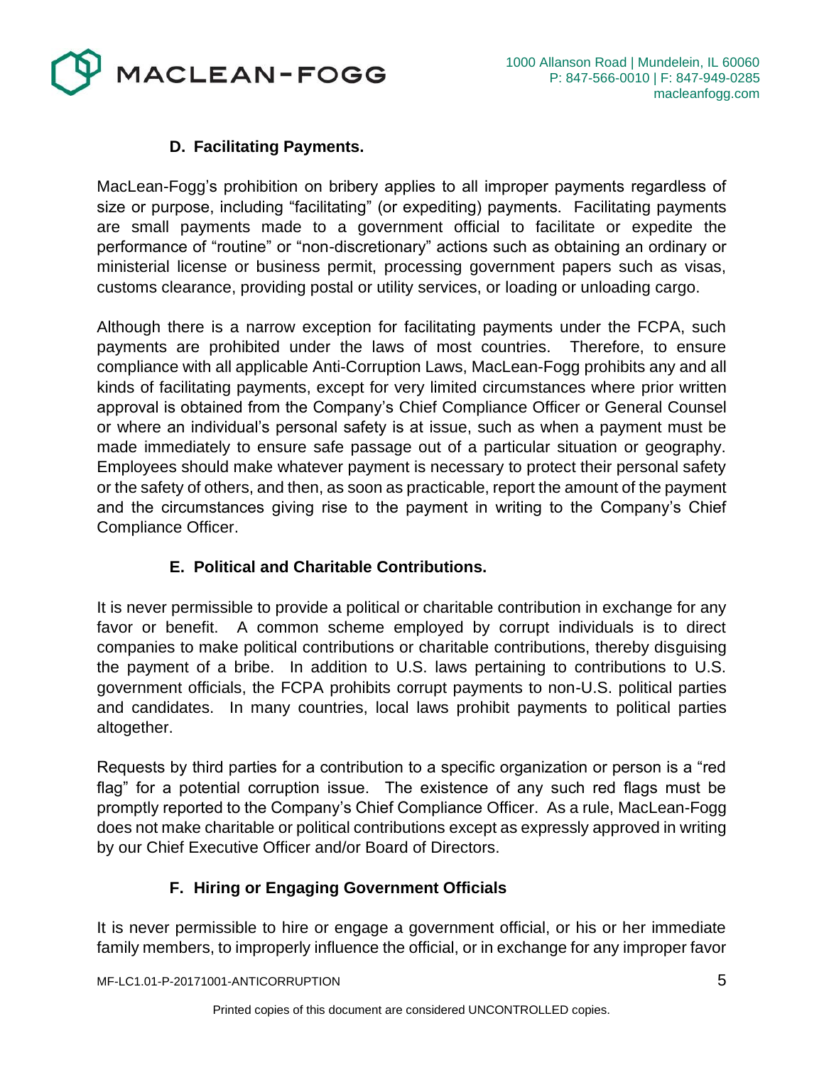### D. Facilitating Payments.

MacLean-Fogg's prohibition on bribery applies to all improper payments regardless of size or purpose, including "facilitating" (or expediting) payments. Facilitating payments are small payments made to a government official to facilitate or expedite the performance of "routine" or "non-discretionary" actions such as obtaining an ordinary or ministerial license or business permit, processing government papers such as visas, customs clearance, providing postal or utility services, or loading or unloading cargo.

Although there is a narrow exception for facilitating payments under the FCPA, such payments are prohibited under the laws of most countries. Therefore, to ensure compliance with all applicable Anti-Corruption Laws, MacLean-Fogg prohibits any and all kinds of facilitating payments, except for very limited circumstances where prior written approval is obtained from the Company's Chief Compliance Officer or General Counsel or where an individual's personal safety is at issue, such as when a payment must be made immediately to ensure safe passage out of a particular situation or geography. Employees should make whatever payment is necessary to protect their personal safety or the safety of others, and then, as soon as practicable, report the amount of the payment and the circumstances giving rise to the payment in writing to the Company's Chief Compliance Officer.

### E. Political and Charitable Contributions.

It is never permissible to provide a political or charitable contribution in exchange for any favor or benefit. A common scheme employed by corrupt individuals is to direct companies to make political contributions or charitable contributions, thereby disguising the payment of a bribe. In addition to U.S. laws pertaining to contributions to U.S. government officials, the FCPA prohibits corrupt payments to non-U.S. political parties and candidates. In many countries, local laws prohibit payments to political parties altogether.

Requests by third parties for a contribution to a specific organization or person is a "red flag" for a potential corruption issue. The existence of any such red flags must be promptly reported to the Company's Chief Compliance Officer. As a rule, MacLean-Fogg does not make charitable or political contributions except as expressly approved in writing by our Chief Executive Officer and/or Board of Directors.

### F. Hiring or Engaging Government Officials

It is never permissible to hire or engage a government official, or his or her immediate family members, to improperly influence the official, or in exchange for any improper favor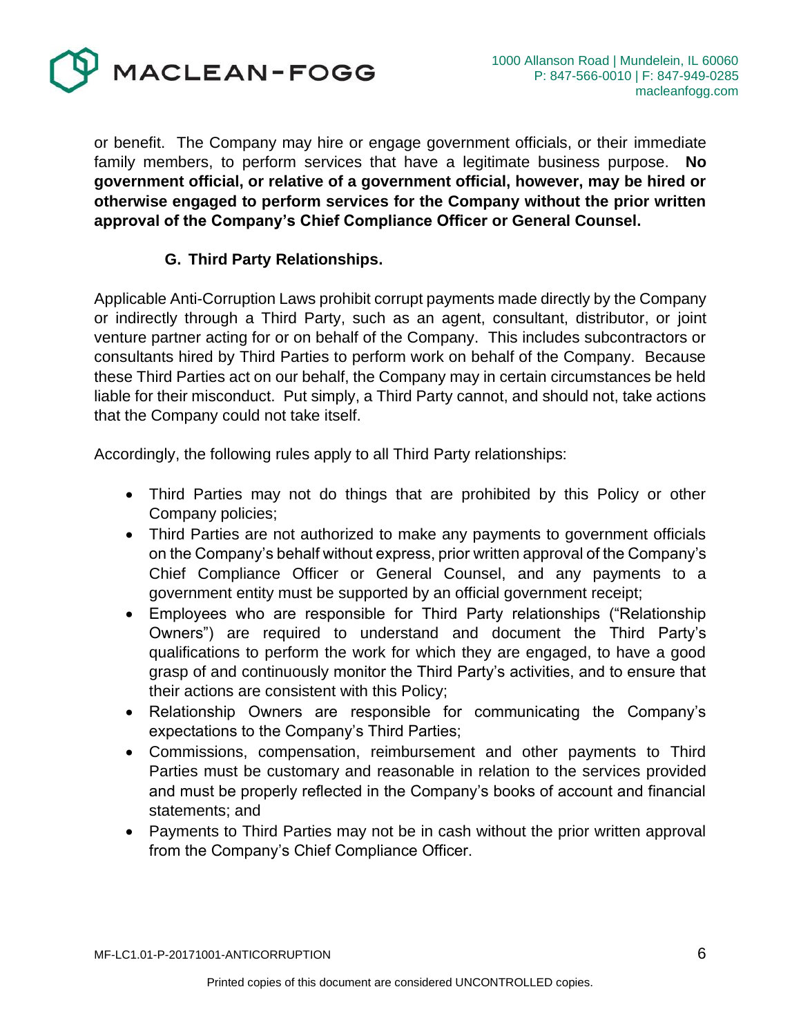or benefit. The Company may hire or engage government officials, or their immediate family members, to perform services that have a legitimate business purpose. **No government official, or relative of a government official, however, may be hired or otherwise engaged to perform services for the Company without the prior written approval of the Company's Chief Compliance Officer or General Counsel.**

### G. Third Party Relationships.

Applicable Anti-Corruption Laws prohibit corrupt payments made directly by the Company or indirectly through a Third Party, such as an agent, consultant, distributor, or joint venture partner acting for or on behalf of the Company. This includes subcontractors or consultants hired by Third Parties to perform work on behalf of the Company. Because these Third Parties act on our behalf, the Company may in certain circumstances be held liable for their misconduct. Put simply, a Third Party cannot, and should not, take actions that the Company could not take itself.

Accordingly, the following rules apply to all Third Party relationships:

- Third Parties may not do things that are prohibited by this Policy or other Company policies;
- Third Parties are not authorized to make any payments to government officials on the Company's behalf without express, prior written approval of the Company's Chief Compliance Officer or General Counsel, and any payments to a government entity must be supported by an official government receipt;
- Employees who are responsible for Third Party relationships ("Relationship Owners") are required to understand and document the Third Party's qualifications to perform the work for which they are engaged, to have a good grasp of and continuously monitor the Third Party's activities, and to ensure that their actions are consistent with this Policy;
- Relationship Owners are responsible for communicating the Company's expectations to the Company's Third Parties;
- Commissions, compensation, reimbursement and other payments to Third Parties must be customary and reasonable in relation to the services provided and must be properly reflected in the Company's books of account and financial statements; and
- Payments to Third Parties may not be in cash without the prior written approval from the Company's Chief Compliance Officer.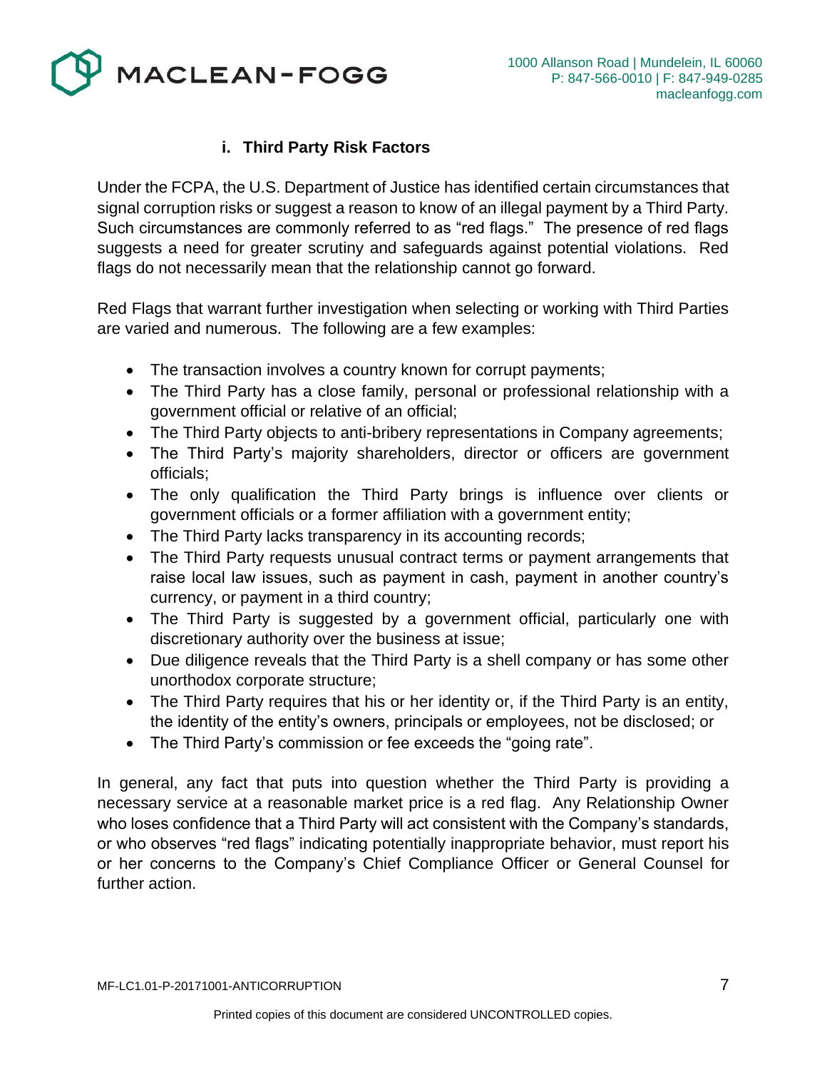### i. Third Party Risk Factors

Under the FCPA, the U.S. Department of Justice has identified certain circumstances that signal corruption risks or suggest a reason to know of an illegal payment by a Third Party. Such circumstances are commonly referred to as "red flags." The presence of red flags suggests a need for greater scrutiny and safeguards against potential violations. Red flags do not necessarily mean that the relationship cannot go forward.

Red Flags that warrant further investigation when selecting or working with Third Parties are varied and numerous. The following are a few examples:

- The transaction involves a country known for corrupt payments;
- The Third Party has a close family, personal or professional relationship with a government official or relative of an official;
- The Third Party objects to anti-bribery representations in Company agreements;
- The Third Party's majority shareholders, director or officers are government officials;
- The only qualification the Third Party brings is influence over clients or government officials or a former affiliation with a government entity;
- The Third Party lacks transparency in its accounting records;
- The Third Party requests unusual contract terms or payment arrangements that raise local law issues, such as payment in cash, payment in another country's currency, or payment in a third country;
- The Third Party is suggested by a government official, particularly one with discretionary authority over the business at issue;
- Due diligence reveals that the Third Party is a shell company or has some other unorthodox corporate structure;
- The Third Party requires that his or her identity or, if the Third Party is an entity, the identity of the entity's owners, principals or employees, not be disclosed; or
- The Third Party's commission or fee exceeds the "going rate".

In general, any fact that puts into question whether the Third Party is providing a necessary service at a reasonable market price is a red flag. Any Relationship Owner who loses confidence that a Third Party will act consistent with the Company's standards, or who observes "red flags" indicating potentially inappropriate behavior, must report his or her concerns to the Company's Chief Compliance Officer or General Counsel for further action.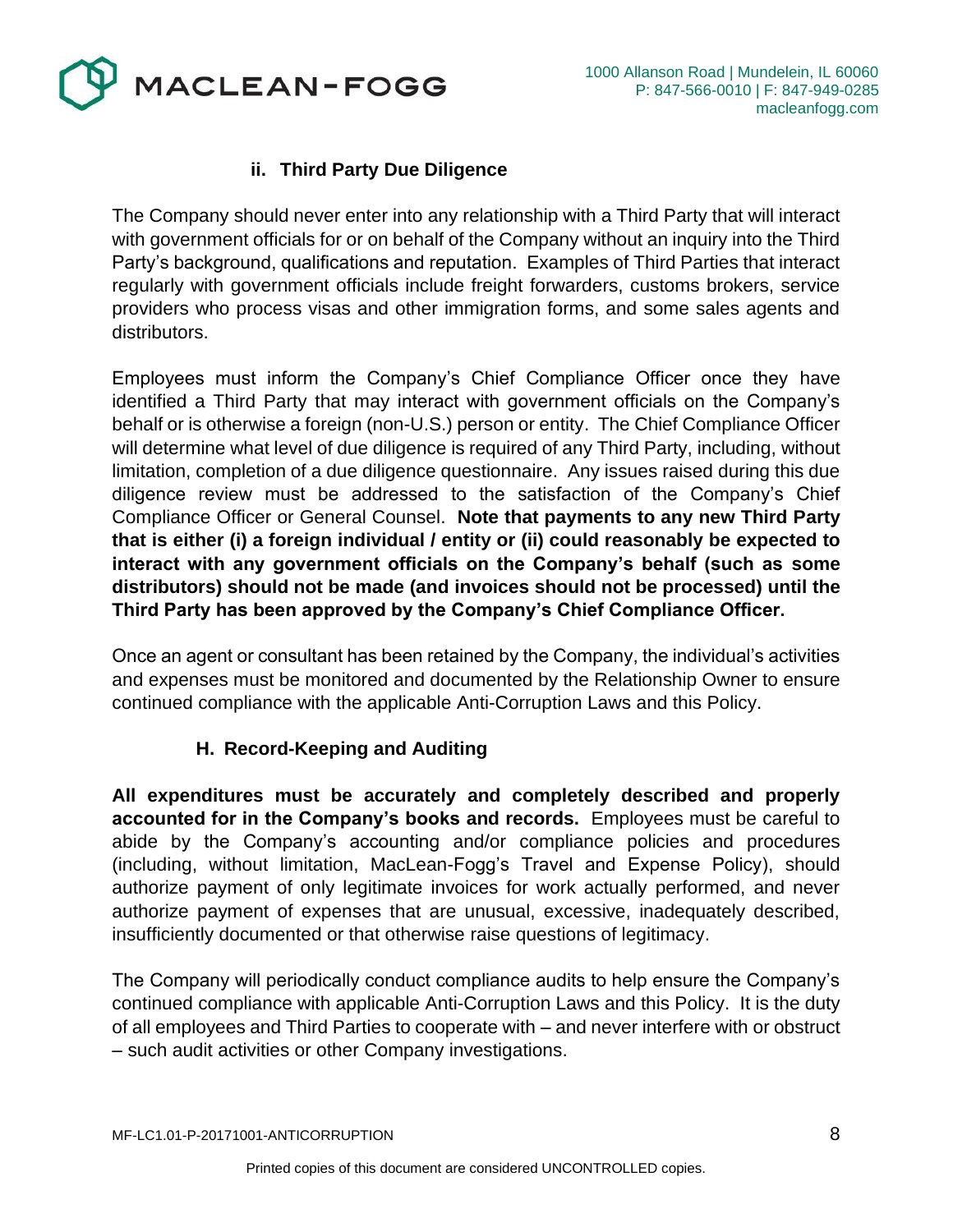#### ii. Third Party Due Diligence

The Company should never enter into any relationship with a Third Party that will interact with government officials for or on behalf of the Company without an inquiry into the Third Party's background, qualifications and reputation. Examples of Third Parties that interact regularly with government officials include freight forwarders, customs brokers, service providers who process visas and other immigration forms, and some sales agents and distributors.

Employees must inform the Company's Chief Compliance Officer once they have identified a Third Party that may interact with government officials on the Company's behalf or is otherwise a foreign (non-U.S.) person or entity. The Chief Compliance Officer will determine what level of due diligence is required of any Third Party, including, without limitation, completion of a due diligence questionnaire. Any issues raised during this due diligence review must be addressed to the satisfaction of the Company's Chief Compliance Officer or General Counsel. **Note that payments to any new Third Party that is either (i) a foreign individual / entity or (ii) could reasonably be expected to interact with any government officials on the Company's behalf (such as some distributors) should not be made (and invoices should not be processed) until the Third Party has been approved by the Company's Chief Compliance Officer.**

Once an agent or consultant has been retained by the Company, the individual's activities and expenses must be monitored and documented by the Relationship Owner to ensure continued compliance with the applicable Anti-Corruption Laws and this Policy.

### H. Record-Keeping and Auditing

**All expenditures must be accurately and completely described and properly accounted for in the Company's books and records.** Employees must be careful to abide by the Company's accounting and/or compliance policies and procedures (including, without limitation, MacLean-Fogg's Travel and Expense Policy), should authorize payment of only legitimate invoices for work actually performed, and never authorize payment of expenses that are unusual, excessive, inadequately described, insufficiently documented or that otherwise raise questions of legitimacy.

The Company will periodically conduct compliance audits to help ensure the Company's continued compliance with applicable Anti-Corruption Laws and this Policy. It is the duty of all employees and Third Parties to cooperate with – and never interfere with or obstruct – such audit activities or other Company investigations.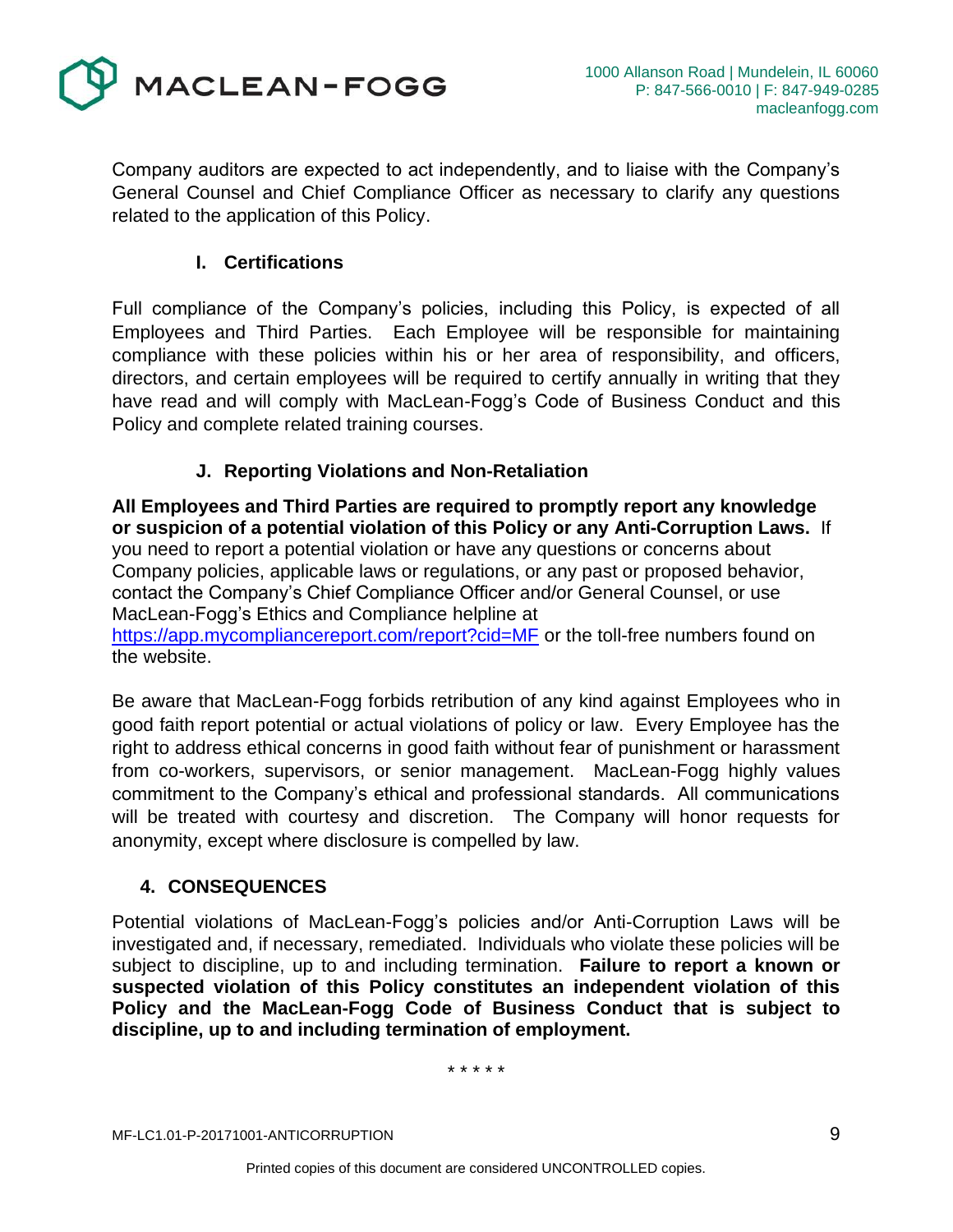Company auditors are expected to act independently, and to liaise with the Company's General Counsel and Chief Compliance Officer as necessary to clarify any questions related to the application of this Policy.

### I. Certifications

Full compliance of the Company's policies, including this Policy, is expected of all Employees and Third Parties. Each Employee will be responsible for maintaining compliance with these policies within his or her area of responsibility, and officers, directors, and certain employees will be required to certify annually in writing that they have read and will comply with MacLean-Fogg's Code of Business Conduct and this Policy and complete related training courses.

### J. Reporting Violations and Non-Retaliation

**All Employees and Third Parties are required to promptly report any knowledge or suspicion of a potential violation of this Policy or any Anti-Corruption Laws.** If you need to report a potential violation or have any questions or concerns about Company policies, applicable laws or regulations, or any past or proposed behavior, contact the Company's Chief Compliance Officer and/or General Counsel, or use MacLean-Fogg's Ethics and Compliance helpline at [https://app.mycompliancereport.com/report?cid=MF](https://app.mycompliancereport.com/report?cid=MF) or the toll-free numbers found on the website.

Be aware that MacLean-Fogg forbids retribution of any kind against Employees who in good faith report potential or actual violations of policy or law. Every Employee has the right to address ethical concerns in good faith without fear of punishment or harassment from co-workers, supervisors, or senior management. MacLean-Fogg highly values commitment to the Company's ethical and professional standards. All communications will be treated with courtesy and discretion. The Company will honor requests for anonymity, except where disclosure is compelled by law.

## 4. CONSEQUENCES

Potential violations of MacLean-Fogg's policies and/or Anti-Corruption Laws will be investigated and, if necessary, remediated. Individuals who violate these policies will be subject to discipline, up to and including termination. **Failure to report a known or suspected violation of this Policy constitutes an independent violation of this Policy and the MacLean-Fogg Code of Business Conduct that is subject to discipline, up to and including termination of employment.**

\* \* \* \* \*